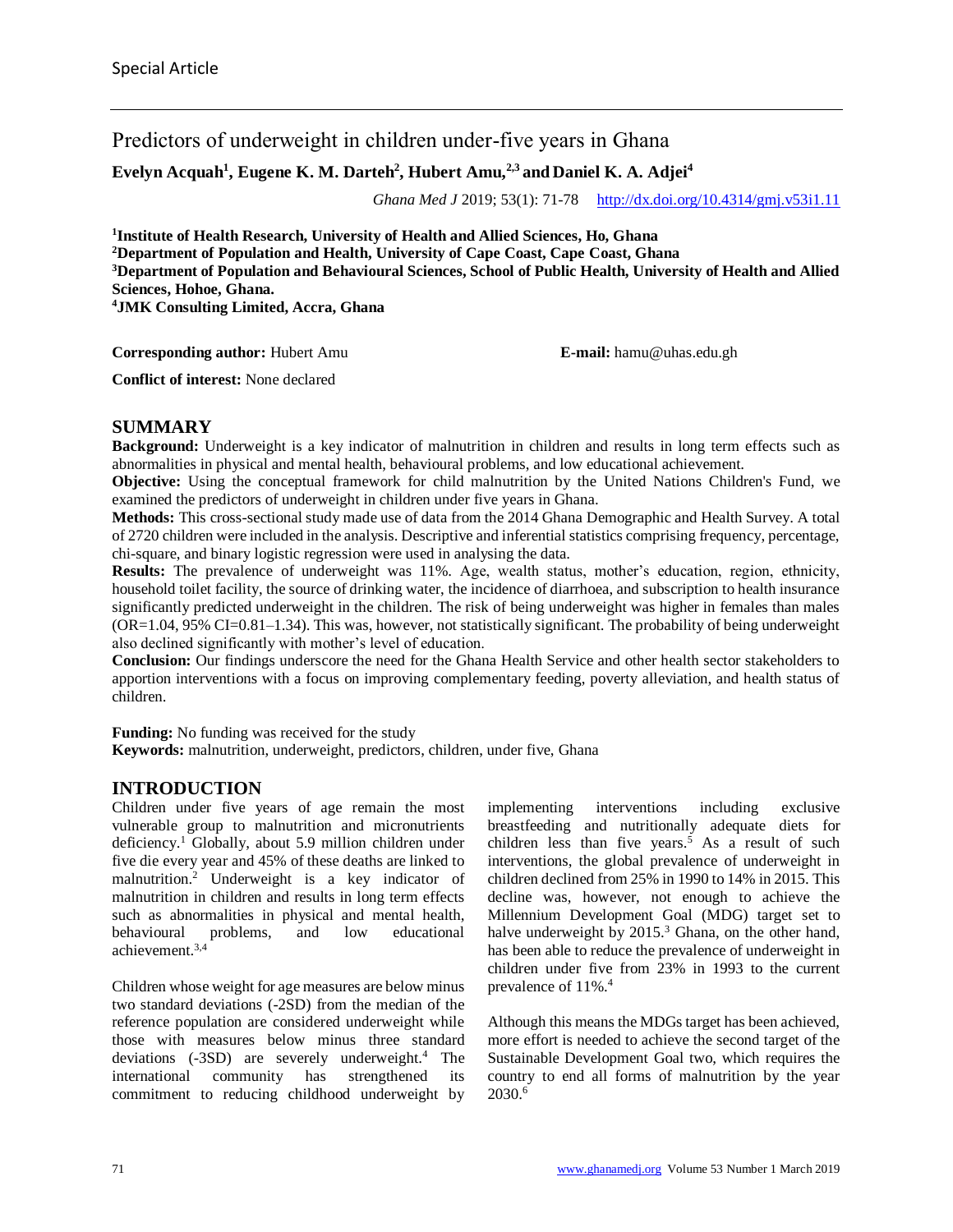Special Article

# Predictors of underweight in children under-five years in Ghana

**Evelyn Acquah[1], Eugene K. M. Darteh[2], Hubert Amu,[2,3] and Daniel K. A. Adjei[4]**

*Ghana Med J* 2019; 53(1): 71-78 http://dx.doi.org/10.4314/gmj.v53i1.11

[1]**Institute of Health Research, University of Health and Allied Sciences, Ho, Ghana**
[2]**Department of Population and Health, University of Cape Coast, Cape Coast, Ghana**
[3]**Department of Population and Behavioural Sciences, School of Public Health, University of Health and Allied Sciences, Hohoe, Ghana.**
[4]**JMK Consulting Limited, Accra, Ghana**

**Corresponding author:** Hubert Amu **E-mail:** hamu@uhas.edu.gh

**Conflict of interest:** None declared

## SUMMARY

**Background:** Underweight is a key indicator of malnutrition in children and results in long term effects such as abnormalities in physical and mental health, behavioural problems, and low educational achievement.

**Objective:** Using the conceptual framework for child malnutrition by the United Nations Children's Fund, we examined the predictors of underweight in children under five years in Ghana.

**Methods:** This cross-sectional study made use of data from the 2014 Ghana Demographic and Health Survey. A total of 2720 children were included in the analysis. Descriptive and inferential statistics comprising frequency, percentage, chi-square, and binary logistic regression were used in analysing the data.

**Results:** The prevalence of underweight was 11%. Age, wealth status, mother's education, region, ethnicity, household toilet facility, the source of drinking water, the incidence of diarrhoea, and subscription to health insurance significantly predicted underweight in the children. The risk of being underweight was higher in females than males (OR=1.04, 95% CI=0.81–1.34). This was, however, not statistically significant. The probability of being underweight also declined significantly with mother's level of education.

**Conclusion:** Our findings underscore the need for the Ghana Health Service and other health sector stakeholders to apportion interventions with a focus on improving complementary feeding, poverty alleviation, and health status of children.

**Funding:** No funding was received for the study

**Keywords:** malnutrition, underweight, predictors, children, under five, Ghana

## INTRODUCTION

Children under five years of age remain the most vulnerable group to malnutrition and micronutrients deficiency.[1] Globally, about 5.9 million children under five die every year and 45% of these deaths are linked to malnutrition.[2] Underweight is a key indicator of malnutrition in children and results in long term effects such as abnormalities in physical and mental health, behavioural problems, and low educational achievement.[3,4]

Children whose weight for age measures are below minus two standard deviations (-2SD) from the median of the reference population are considered underweight while those with measures below minus three standard deviations (-3SD) are severely underweight.[4] The international community has strengthened its commitment to reducing childhood underweight by implementing interventions including exclusive breastfeeding and nutritionally adequate diets for children less than five years.[5] As a result of such interventions, the global prevalence of underweight in children declined from 25% in 1990 to 14% in 2015. This decline was, however, not enough to achieve the Millennium Development Goal (MDG) target set to halve underweight by 2015.[3] Ghana, on the other hand, has been able to reduce the prevalence of underweight in children under five from 23% in 1993 to the current prevalence of 11%.[4]

Although this means the MDGs target has been achieved, more effort is needed to achieve the second target of the Sustainable Development Goal two, which requires the country to end all forms of malnutrition by the year 2030.[6]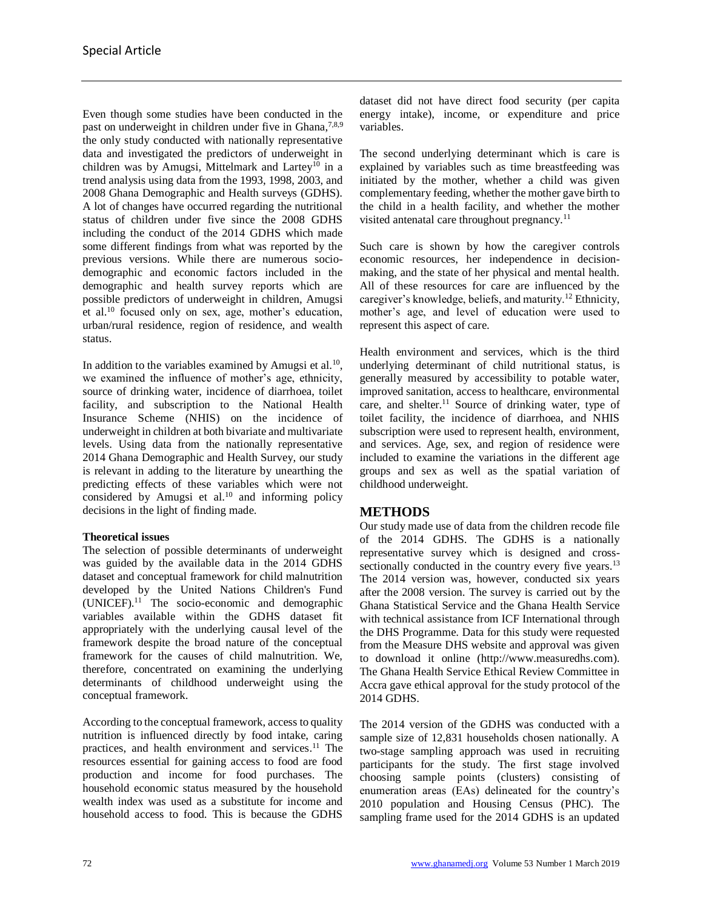Even though some studies have been conducted in the past on underweight in children under five in Ghana,[7,8,9] the only study conducted with nationally representative data and investigated the predictors of underweight in children was by Amugsi, Mittelmark and Lartey[10] in a trend analysis using data from the 1993, 1998, 2003, and 2008 Ghana Demographic and Health surveys (GDHS). A lot of changes have occurred regarding the nutritional status of children under five since the 2008 GDHS including the conduct of the 2014 GDHS which made some different findings from what was reported by the previous versions. While there are numerous socio-demographic and economic factors included in the demographic and health survey reports which are possible predictors of underweight in children, Amugsi et al.[10] focused only on sex, age, mother's education, urban/rural residence, region of residence, and wealth status.

In addition to the variables examined by Amugsi et al.[10], we examined the influence of mother's age, ethnicity, source of drinking water, incidence of diarrhoea, toilet facility, and subscription to the National Health Insurance Scheme (NHIS) on the incidence of underweight in children at both bivariate and multivariate levels. Using data from the nationally representative 2014 Ghana Demographic and Health Survey, our study is relevant in adding to the literature by unearthing the predicting effects of these variables which were not considered by Amugsi et al.[10] and informing policy decisions in the light of finding made.

**Theoretical issues**

The selection of possible determinants of underweight was guided by the available data in the 2014 GDHS dataset and conceptual framework for child malnutrition developed by the United Nations Children's Fund (UNICEF).[11] The socio-economic and demographic variables available within the GDHS dataset fit appropriately with the underlying causal level of the framework despite the broad nature of the conceptual framework for the causes of child malnutrition. We, therefore, concentrated on examining the underlying determinants of childhood underweight using the conceptual framework.

According to the conceptual framework, access to quality nutrition is influenced directly by food intake, caring practices, and health environment and services.[11] The resources essential for gaining access to food are food production and income for food purchases. The household economic status measured by the household wealth index was used as a substitute for income and household access to food. This is because the GDHS dataset did not have direct food security (per capita energy intake), income, or expenditure and price variables.

The second underlying determinant which is care is explained by variables such as time breastfeeding was initiated by the mother, whether a child was given complementary feeding, whether the mother gave birth to the child in a health facility, and whether the mother visited antenatal care throughout pregnancy.[11]

Such care is shown by how the caregiver controls economic resources, her independence in decision-making, and the state of her physical and mental health. All of these resources for care are influenced by the caregiver's knowledge, beliefs, and maturity.[12] Ethnicity, mother's age, and level of education were used to represent this aspect of care.

Health environment and services, which is the third underlying determinant of child nutritional status, is generally measured by accessibility to potable water, improved sanitation, access to healthcare, environmental care, and shelter.[11] Source of drinking water, type of toilet facility, the incidence of diarrhoea, and NHIS subscription were used to represent health, environment, and services. Age, sex, and region of residence were included to examine the variations in the different age groups and sex as well as the spatial variation of childhood underweight.

## METHODS

Our study made use of data from the children recode file of the 2014 GDHS. The GDHS is a nationally representative survey which is designed and cross-sectionally conducted in the country every five years.[13] The 2014 version was, however, conducted six years after the 2008 version. The survey is carried out by the Ghana Statistical Service and the Ghana Health Service with technical assistance from ICF International through the DHS Programme. Data for this study were requested from the Measure DHS website and approval was given to download it online (http://www.measuredhs.com). The Ghana Health Service Ethical Review Committee in Accra gave ethical approval for the study protocol of the 2014 GDHS.

The 2014 version of the GDHS was conducted with a sample size of 12,831 households chosen nationally. A two-stage sampling approach was used in recruiting participants for the study. The first stage involved choosing sample points (clusters) consisting of enumeration areas (EAs) delineated for the country's 2010 population and Housing Census (PHC). The sampling frame used for the 2014 GDHS is an updated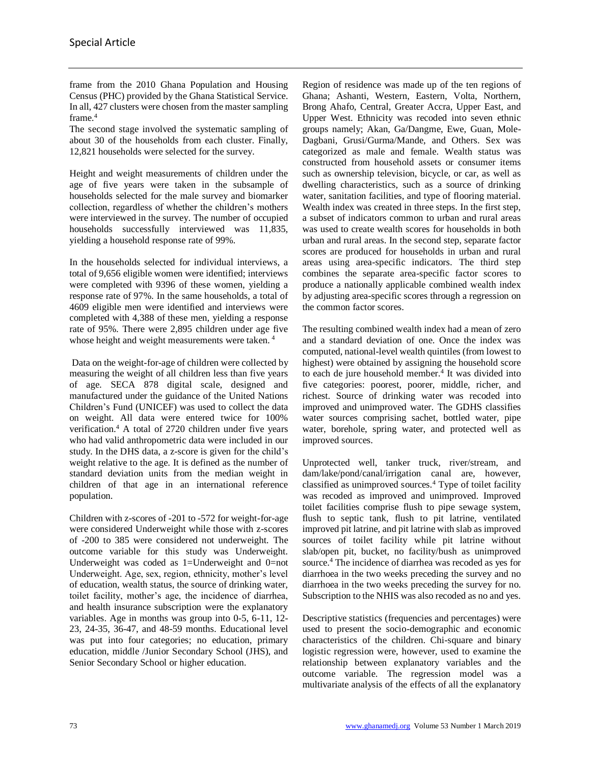frame from the 2010 Ghana Population and Housing Census (PHC) provided by the Ghana Statistical Service. In all, 427 clusters were chosen from the master sampling frame.[4]

The second stage involved the systematic sampling of about 30 of the households from each cluster. Finally, 12,821 households were selected for the survey.

Height and weight measurements of children under the age of five years were taken in the subsample of households selected for the male survey and biomarker collection, regardless of whether the children's mothers were interviewed in the survey. The number of occupied households successfully interviewed was 11,835, yielding a household response rate of 99%.

In the households selected for individual interviews, a total of 9,656 eligible women were identified; interviews were completed with 9396 of these women, yielding a response rate of 97%. In the same households, a total of 4609 eligible men were identified and interviews were completed with 4,388 of these men, yielding a response rate of 95%. There were 2,895 children under age five whose height and weight measurements were taken.[4]

Data on the weight-for-age of children were collected by measuring the weight of all children less than five years of age. SECA 878 digital scale, designed and manufactured under the guidance of the United Nations Children's Fund (UNICEF) was used to collect the data on weight. All data were entered twice for 100% verification.[4] A total of 2720 children under five years who had valid anthropometric data were included in our study. In the DHS data, a z-score is given for the child's weight relative to the age. It is defined as the number of standard deviation units from the median weight in children of that age in an international reference population.

Children with z-scores of -201 to -572 for weight-for-age were considered Underweight while those with z-scores of -200 to 385 were considered not underweight. The outcome variable for this study was Underweight. Underweight was coded as 1=Underweight and 0=not Underweight. Age, sex, region, ethnicity, mother's level of education, wealth status, the source of drinking water, toilet facility, mother's age, the incidence of diarrhea, and health insurance subscription were the explanatory variables. Age in months was group into 0-5, 6-11, 12-23, 24-35, 36-47, and 48-59 months. Educational level was put into four categories; no education, primary education, middle /Junior Secondary School (JHS), and Senior Secondary School or higher education.

Region of residence was made up of the ten regions of Ghana; Ashanti, Western, Eastern, Volta, Northern, Brong Ahafo, Central, Greater Accra, Upper East, and Upper West. Ethnicity was recoded into seven ethnic groups namely; Akan, Ga/Dangme, Ewe, Guan, Mole-Dagbani, Grusi/Gurma/Mande, and Others. Sex was categorized as male and female. Wealth status was constructed from household assets or consumer items such as ownership television, bicycle, or car, as well as dwelling characteristics, such as a source of drinking water, sanitation facilities, and type of flooring material. Wealth index was created in three steps. In the first step, a subset of indicators common to urban and rural areas was used to create wealth scores for households in both urban and rural areas. In the second step, separate factor scores are produced for households in urban and rural areas using area-specific indicators. The third step combines the separate area-specific factor scores to produce a nationally applicable combined wealth index by adjusting area-specific scores through a regression on the common factor scores.

The resulting combined wealth index had a mean of zero and a standard deviation of one. Once the index was computed, national-level wealth quintiles (from lowest to highest) were obtained by assigning the household score to each de jure household member.[4] It was divided into five categories: poorest, poorer, middle, richer, and richest. Source of drinking water was recoded into improved and unimproved water. The GDHS classifies water sources comprising sachet, bottled water, pipe water, borehole, spring water, and protected well as improved sources.

Unprotected well, tanker truck, river/stream, and dam/lake/pond/canal/irrigation canal are, however, classified as unimproved sources.[4] Type of toilet facility was recoded as improved and unimproved. Improved toilet facilities comprise flush to pipe sewage system, flush to septic tank, flush to pit latrine, ventilated improved pit latrine, and pit latrine with slab as improved sources of toilet facility while pit latrine without slab/open pit, bucket, no facility/bush as unimproved source.[4] The incidence of diarrhea was recoded as yes for diarrhoea in the two weeks preceding the survey and no diarrhoea in the two weeks preceding the survey for no. Subscription to the NHIS was also recoded as no and yes.

Descriptive statistics (frequencies and percentages) were used to present the socio-demographic and economic characteristics of the children. Chi-square and binary logistic regression were, however, used to examine the relationship between explanatory variables and the outcome variable. The regression model was a multivariate analysis of the effects of all the explanatory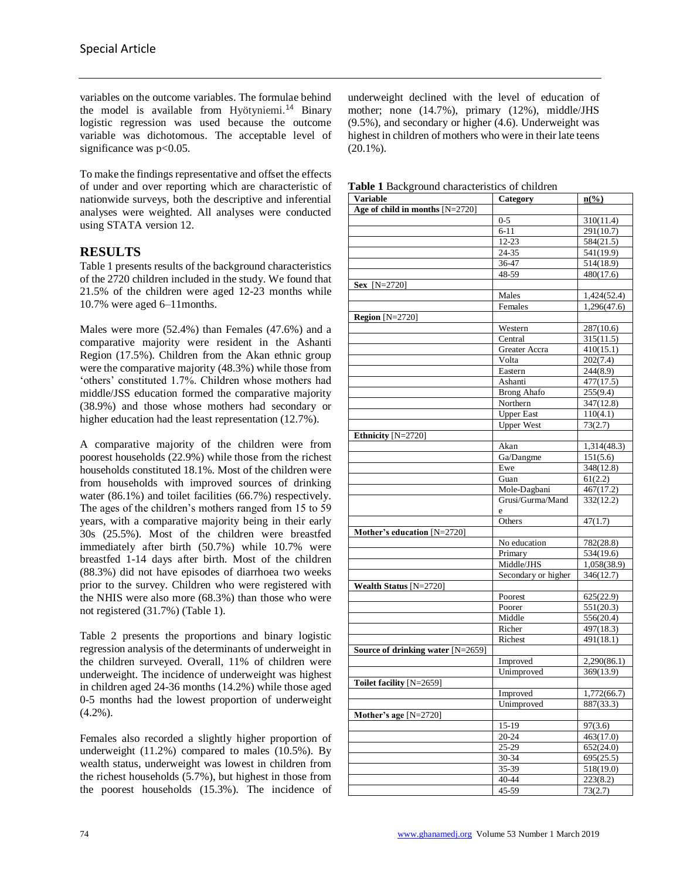variables on the outcome variables. The formulae behind the model is available from Hyötyniemi.[14] Binary logistic regression was used because the outcome variable was dichotomous. The acceptable level of significance was $p<0.05$.

To make the findings representative and offset the effects of under and over reporting which are characteristic of nationwide surveys, both the descriptive and inferential analyses were weighted. All analyses were conducted using STATA version 12.

## RESULTS

Table 1 presents results of the background characteristics of the 2720 children included in the study. We found that 21.5% of the children were aged 12-23 months while 10.7% were aged 6–11months.

Males were more (52.4%) than Females (47.6%) and a comparative majority were resident in the Ashanti Region (17.5%). Children from the Akan ethnic group were the comparative majority (48.3%) while those from 'others' constituted 1.7%. Children whose mothers had middle/JSS education formed the comparative majority (38.9%) and those whose mothers had secondary or higher education had the least representation (12.7%).

A comparative majority of the children were from poorest households (22.9%) while those from the richest households constituted 18.1%. Most of the children were from households with improved sources of drinking water (86.1%) and toilet facilities (66.7%) respectively. The ages of the children's mothers ranged from 15 to 59 years, with a comparative majority being in their early 30s (25.5%). Most of the children were breastfed immediately after birth (50.7%) while 10.7% were breastfed 1-14 days after birth. Most of the children (88.3%) did not have episodes of diarrhoea two weeks prior to the survey. Children who were registered with the NHIS were also more (68.3%) than those who were not registered (31.7%) (Table 1).

Table 2 presents the proportions and binary logistic regression analysis of the determinants of underweight in the children surveyed. Overall, 11% of children were underweight. The incidence of underweight was highest in children aged 24-36 months (14.2%) while those aged 0-5 months had the lowest proportion of underweight (4.2%).

Females also recorded a slightly higher proportion of underweight (11.2%) compared to males (10.5%). By wealth status, underweight was lowest in children from the richest households (5.7%), but highest in those from the poorest households (15.3%). The incidence of underweight declined with the level of education of mother; none (14.7%), primary (12%), middle/JHS (9.5%), and secondary or higher (4.6). Underweight was highest in children of mothers who were in their late teens (20.1%).

**Table 1** Background characteristics of children

| Variable | Category | n(%) |
|---|---|---|
| **Age of child in months** [N=2720] | | |
| | 0-5 | 310(11.4) |
| | 6-11 | 291(10.7) |
| | 12-23 | 584(21.5) |
| | 24-35 | 541(19.9) |
| | 36-47 | 514(18.9) |
| | 48-59 | 480(17.6) |
| **Sex** [N=2720] | | |
| | Males | 1,424(52.4) |
| | Females | 1,296(47.6) |
| **Region** [N=2720] | | |
| | Western | 287(10.6) |
| | Central | 315(11.5) |
| | Greater Accra | 410(15.1) |
| | Volta | 202(7.4) |
| | Eastern | 244(8.9) |
| | Ashanti | 477(17.5) |
| | Brong Ahafo | 255(9.4) |
| | Northern | 347(12.8) |
| | Upper East | 110(4.1) |
| | Upper West | 73(2.7) |
| **Ethnicity** [N=2720] | | |
| | Akan | 1,314(48.3) |
| | Ga/Dangme | 151(5.6) |
| | Ewe | 348(12.8) |
| | Guan | 61(2.2) |
| | Mole-Dagbani | 467(17.2) |
| | Grusi/Gurma/Mande | 332(12.2) |
| | Others | 47(1.7) |
| **Mother's education** [N=2720] | | |
| | No education | 782(28.8) |
| | Primary | 534(19.6) |
| | Middle/JHS | 1,058(38.9) |
| | Secondary or higher | 346(12.7) |
| **Wealth Status** [N=2720] | | |
| | Poorest | 625(22.9) |
| | Poorer | 551(20.3) |
| | Middle | 556(20.4) |
| | Richer | 497(18.3) |
| | Richest | 491(18.1) |
| **Source of drinking water** [N=2659] | | |
| | Improved | 2,290(86.1) |
| | Unimproved | 369(13.9) |
| **Toilet facility** [N=2659] | | |
| | Improved | 1,772(66.7) |
| | Unimproved | 887(33.3) |
| **Mother's age** [N=2720] | | |
| | 15-19 | 97(3.6) |
| | 20-24 | 463(17.0) |
| | 25-29 | 652(24.0) |
| | 30-34 | 695(25.5) |
| | 35-39 | 518(19.0) |
| | 40-44 | 223(8.2) |
| | 45-59 | 73(2.7) |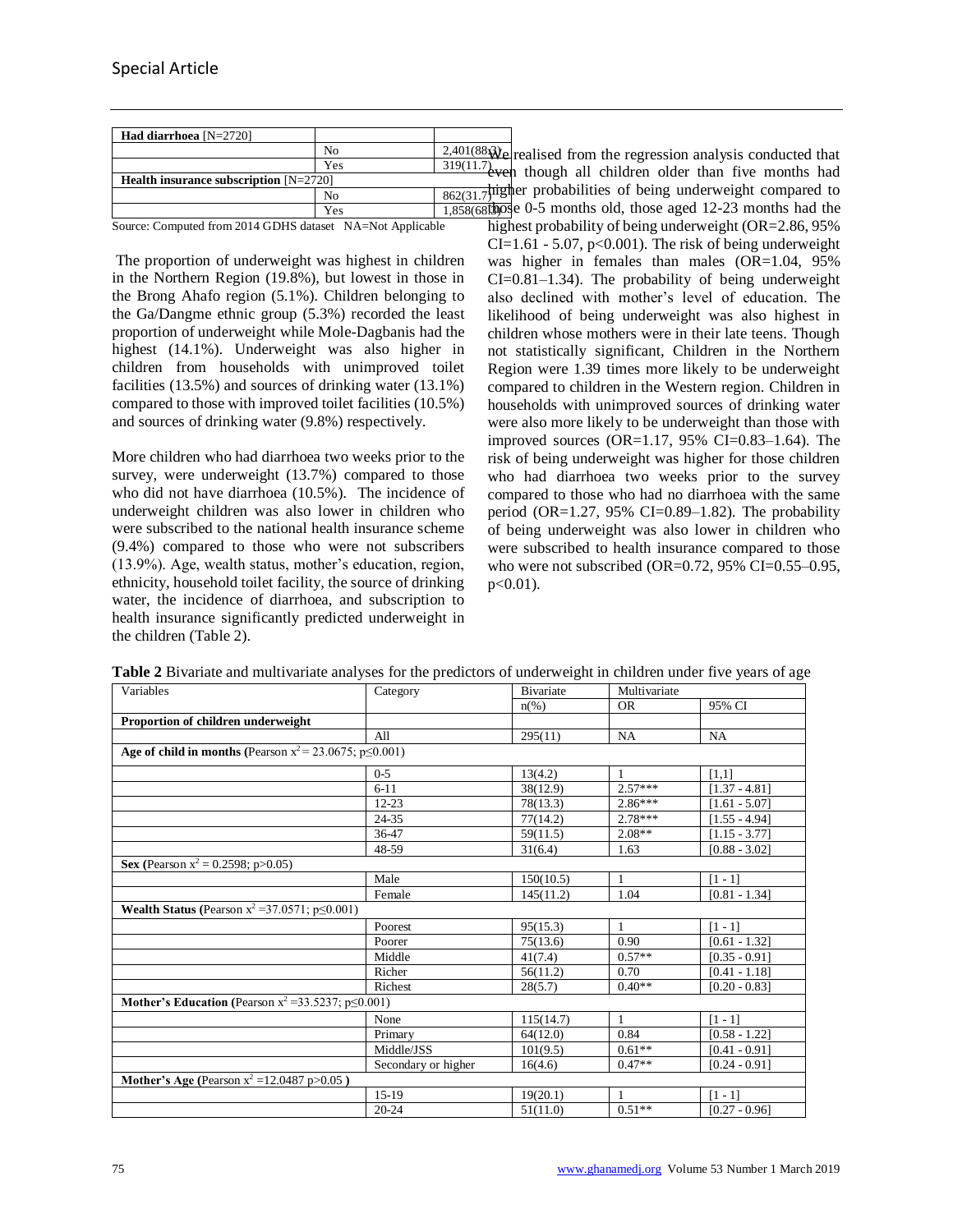| Had diarrhoea [N=2720] | | |
|---|---|---|
| | No | 2,401(88.3) |
| | Yes | 319(11.7) |
| **Health insurance subscription** [N=2720] | | |
| | No | 862(31.7) |
| | Yes | 1,858(68.3) |

Source: Computed from 2014 GDHS dataset NA=Not Applicable

The proportion of underweight was highest in children in the Northern Region (19.8%), but lowest in those in the Brong Ahafo region (5.1%). Children belonging to the Ga/Dangme ethnic group (5.3%) recorded the least proportion of underweight while Mole-Dagbanis had the highest (14.1%). Underweight was also higher in children from households with unimproved toilet facilities (13.5%) and sources of drinking water (13.1%) compared to those with improved toilet facilities (10.5%) and sources of drinking water (9.8%) respectively.

More children who had diarrhoea two weeks prior to the survey, were underweight (13.7%) compared to those who did not have diarrhoea (10.5%). The incidence of underweight children was also lower in children who were subscribed to the national health insurance scheme (9.4%) compared to those who were not subscribers (13.9%). Age, wealth status, mother's education, region, ethnicity, household toilet facility, the source of drinking water, the incidence of diarrhoea, and subscription to health insurance significantly predicted underweight in the children (Table 2).

We realised from the regression analysis conducted that even though all children older than five months had higher probabilities of being underweight compared to those 0-5 months old, those aged 12-23 months had the highest probability of being underweight (OR=2.86, 95% CI=1.61 - 5.07, $p<0.001$). The risk of being underweight was higher in females than males (OR=1.04, 95% CI=0.81–1.34). The probability of being underweight also declined with mother's level of education. The likelihood of being underweight was also highest in children whose mothers were in their late teens. Though not statistically significant, Children in the Northern Region were 1.39 times more likely to be underweight compared to children in the Western region. Children in households with unimproved sources of drinking water were also more likely to be underweight than those with improved sources (OR=1.17, 95% CI=0.83–1.64). The risk of being underweight was higher for those children who had diarrhoea two weeks prior to the survey compared to those who had no diarrhoea with the same period (OR=1.27, 95% CI=0.89–1.82). The probability of being underweight was also lower in children who were subscribed to health insurance compared to those who were not subscribed (OR=0.72, 95% CI=0.55–0.95, $p<0.01$).

**Table 2** Bivariate and multivariate analyses for the predictors of underweight in children under five years of age

| Variables | Category | Bivariate | Multivariate | |
|---|---|---|---|---|
| | | n(%) | OR | 95% CI |
| **Proportion of children underweight** | | | | |
| | All | 295(11) | NA | NA |
| **Age of child in months (**Pearson $x^2 = 23.0675$; $p\leq0.001$) | | | | |
| | 0-5 | 13(4.2) | 1 | [1,1] |
| | 6-11 | 38(12.9) | 2.57*** | [1.37 - 4.81] |
| | 12-23 | 78(13.3) | 2.86*** | [1.61 - 5.07] |
| | 24-35 | 77(14.2) | 2.78*** | [1.55 - 4.94] |
| | 36-47 | 59(11.5) | 2.08** | [1.15 - 3.77] |
| | 48-59 | 31(6.4) | 1.63 | [0.88 - 3.02] |
| **Sex (**Pearson $x^2 = 0.2598$; $p>0.05$) | | | | |
| | Male | 150(10.5) | 1 | [1 - 1] |
| | Female | 145(11.2) | 1.04 | [0.81 - 1.34] |
| **Wealth Status (**Pearson $x^2 = 37.0571$; $p\leq0.001$) | | | | |
| | Poorest | 95(15.3) | 1 | [1 - 1] |
| | Poorer | 75(13.6) | 0.90 | [0.61 - 1.32] |
| | Middle | 41(7.4) | 0.57** | [0.35 - 0.91] |
| | Richer | 56(11.2) | 0.70 | [0.41 - 1.18] |
| | Richest | 28(5.7) | 0.40** | [0.20 - 0.83] |
| **Mother's Education (**Pearson $x^2 = 33.5237$; $p\leq0.001$) | | | | |
| | None | 115(14.7) | 1 | [1 - 1] |
| | Primary | 64(12.0) | 0.84 | [0.58 - 1.22] |
| | Middle/JSS | 101(9.5) | 0.61** | [0.41 - 0.91] |
| | Secondary or higher | 16(4.6) | 0.47** | [0.24 - 0.91] |
| **Mother's Age (**Pearson $x^2 = 12.0487$ $p>0.05$ **)** | | | | |
| | 15-19 | 19(20.1) | 1 | [1 - 1] |
| | 20-24 | 51(11.0) | 0.51** | [0.27 - 0.96] |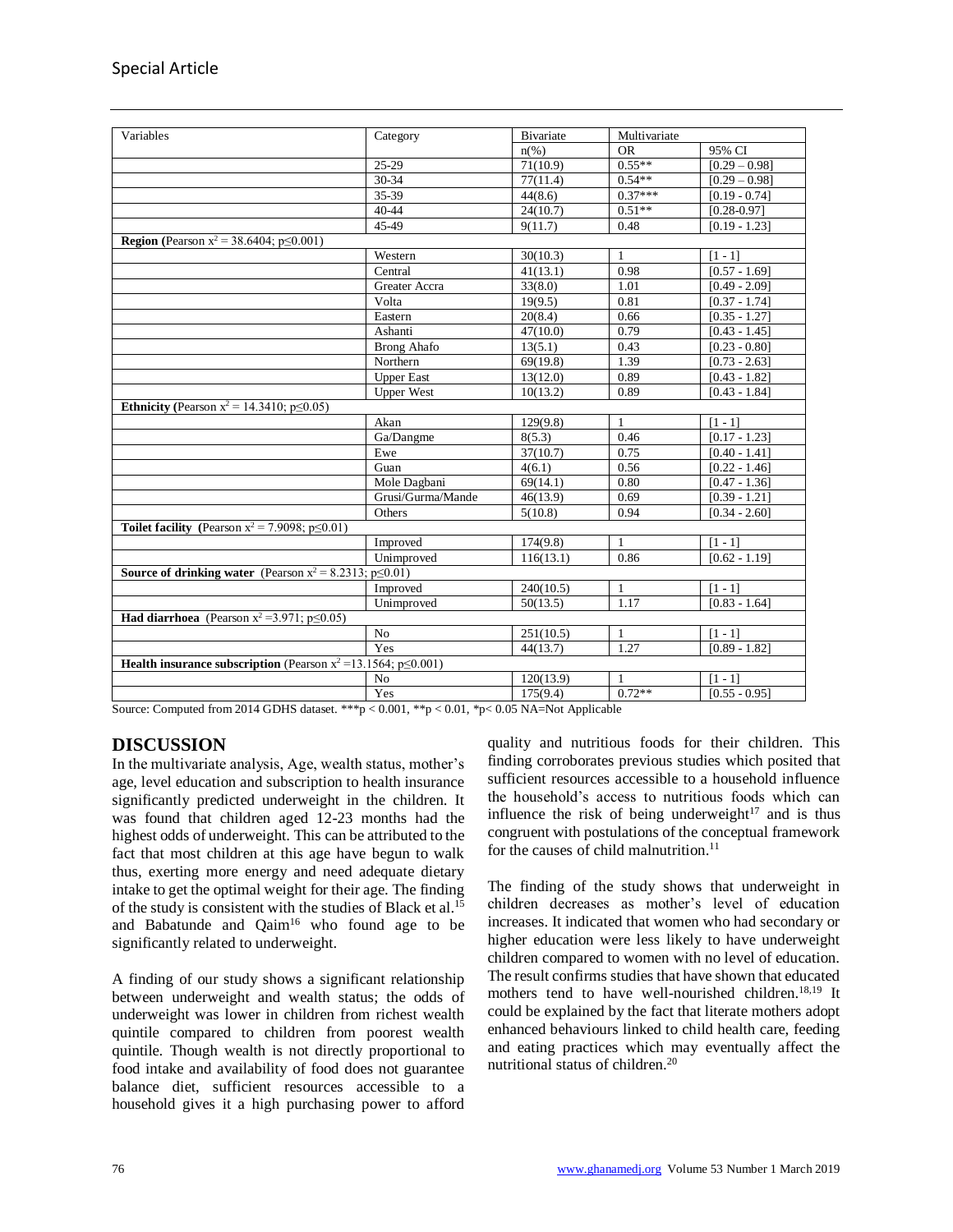| Variables | Category | Bivariate | Multivariate | |
|---|---|---|---|---|
| | | n(%) | OR | 95% CI |
| | 25-29 | 71(10.9) | 0.55** | [0.29 – 0.98] |
| | 30-34 | 77(11.4) | 0.54** | [0.29 – 0.98] |
| | 35-39 | 44(8.6) | 0.37*** | [0.19 - 0.74] |
| | 40-44 | 24(10.7) | 0.51** | [0.28-0.97] |
| | 45-49 | 9(11.7) | 0.48 | [0.19 - 1.23] |
| **Region** (Pearson $x^2 = 38.6404$; $p \leq 0.001$) | | | | |
| | Western | 30(10.3) | 1 | [1 - 1] |
| | Central | 41(13.1) | 0.98 | [0.57 - 1.69] |
| | Greater Accra | 33(8.0) | 1.01 | [0.49 - 2.09] |
| | Volta | 19(9.5) | 0.81 | [0.37 - 1.74] |
| | Eastern | 20(8.4) | 0.66 | [0.35 - 1.27] |
| | Ashanti | 47(10.0) | 0.79 | [0.43 - 1.45] |
| | Brong Ahafo | 13(5.1) | 0.43 | [0.23 - 0.80] |
| | Northern | 69(19.8) | 1.39 | [0.73 - 2.63] |
| | Upper East | 13(12.0) | 0.89 | [0.43 - 1.82] |
| | Upper West | 10(13.2) | 0.89 | [0.43 - 1.84] |
| **Ethnicity** (Pearson $x^2 = 14.3410$; $p \leq 0.05$) | | | | |
| | Akan | 129(9.8) | 1 | [1 - 1] |
| | Ga/Dangme | 8(5.3) | 0.46 | [0.17 - 1.23] |
| | Ewe | 37(10.7) | 0.75 | [0.40 - 1.41] |
| | Guan | 4(6.1) | 0.56 | [0.22 - 1.46] |
| | Mole Dagbani | 69(14.1) | 0.80 | [0.47 - 1.36] |
| | Grusi/Gurma/Mande | 46(13.9) | 0.69 | [0.39 - 1.21] |
| | Others | 5(10.8) | 0.94 | [0.34 - 2.60] |
| **Toilet facility** (Pearson $x^2 = 7.9098$; $p \leq 0.01$) | | | | |
| | Improved | 174(9.8) | 1 | [1 - 1] |
| | Unimproved | 116(13.1) | 0.86 | [0.62 - 1.19] |
| **Source of drinking water** (Pearson $x^2 = 8.2313$; $p \leq 0.01$) | | | | |
| | Improved | 240(10.5) | 1 | [1 - 1] |
| | Unimproved | 50(13.5) | 1.17 | [0.83 - 1.64] |
| **Had diarrhoea** (Pearson $x^2 = 3.971$; $p \leq 0.05$) | | | | |
| | No | 251(10.5) | 1 | [1 - 1] |
| | Yes | 44(13.7) | 1.27 | [0.89 - 1.82] |
| **Health insurance subscription** (Pearson $x^2 = 13.1564$; $p \leq 0.001$) | | | | |
| | No | 120(13.9) | 1 | [1 - 1] |
| | Yes | 175(9.4) | 0.72** | [0.55 - 0.95] |

Source: Computed from 2014 GDHS dataset. ***$p < 0.001$, **$p < 0.01$, *$p < 0.05$ NA=Not Applicable

## DISCUSSION

In the multivariate analysis, Age, wealth status, mother's age, level education and subscription to health insurance significantly predicted underweight in the children. It was found that children aged 12-23 months had the highest odds of underweight. This can be attributed to the fact that most children at this age have begun to walk thus, exerting more energy and need adequate dietary intake to get the optimal weight for their age. The finding of the study is consistent with the studies of Black et al.[15] and Babatunde and Qaim[16] who found age to be significantly related to underweight.

A finding of our study shows a significant relationship between underweight and wealth status; the odds of underweight was lower in children from richest wealth quintile compared to children from poorest wealth quintile. Though wealth is not directly proportional to food intake and availability of food does not guarantee balance diet, sufficient resources accessible to a household gives it a high purchasing power to afford quality and nutritious foods for their children. This finding corroborates previous studies which posited that sufficient resources accessible to a household influence the household's access to nutritious foods which can influence the risk of being underweight[17] and is thus congruent with postulations of the conceptual framework for the causes of child malnutrition.[11]

The finding of the study shows that underweight in children decreases as mother's level of education increases. It indicated that women who had secondary or higher education were less likely to have underweight children compared to women with no level of education. The result confirms studies that have shown that educated mothers tend to have well-nourished children.[18,19] It could be explained by the fact that literate mothers adopt enhanced behaviours linked to child health care, feeding and eating practices which may eventually affect the nutritional status of children.[20]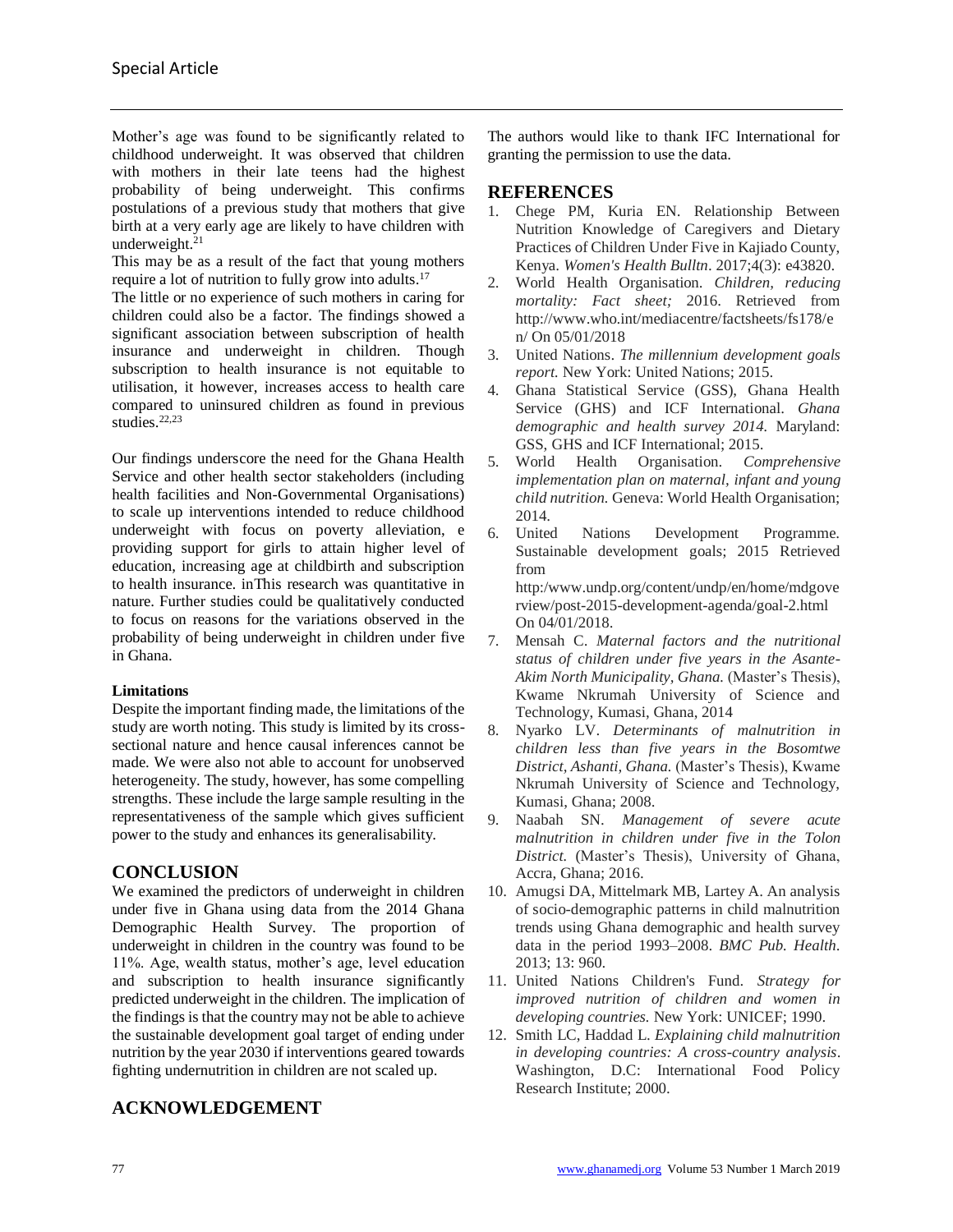Mother's age was found to be significantly related to childhood underweight. It was observed that children with mothers in their late teens had the highest probability of being underweight. This confirms postulations of a previous study that mothers that give birth at a very early age are likely to have children with underweight.[21]

This may be as a result of the fact that young mothers require a lot of nutrition to fully grow into adults.[17]

The little or no experience of such mothers in caring for children could also be a factor. The findings showed a significant association between subscription of health insurance and underweight in children. Though subscription to health insurance is not equitable to utilisation, it however, increases access to health care compared to uninsured children as found in previous studies.[22,23]

Our findings underscore the need for the Ghana Health Service and other health sector stakeholders (including health facilities and Non-Governmental Organisations) to scale up interventions intended to reduce childhood underweight with focus on poverty alleviation, e providing support for girls to attain higher level of education, increasing age at childbirth and subscription to health insurance. inThis research was quantitative in nature. Further studies could be qualitatively conducted to focus on reasons for the variations observed in the probability of being underweight in children under five in Ghana.

### Limitations

Despite the important finding made, the limitations of the study are worth noting. This study is limited by its cross-sectional nature and hence causal inferences cannot be made. We were also not able to account for unobserved heterogeneity. The study, however, has some compelling strengths. These include the large sample resulting in the representativeness of the sample which gives sufficient power to the study and enhances its generalisability.

## CONCLUSION

We examined the predictors of underweight in children under five in Ghana using data from the 2014 Ghana Demographic Health Survey. The proportion of underweight in children in the country was found to be 11%. Age, wealth status, mother's age, level education and subscription to health insurance significantly predicted underweight in the children. The implication of the findings is that the country may not be able to achieve the sustainable development goal target of ending under nutrition by the year 2030 if interventions geared towards fighting undernutrition in children are not scaled up.

## ACKNOWLEDGEMENT

The authors would like to thank IFC International for granting the permission to use the data.

## REFERENCES

1. Chege PM, Kuria EN. Relationship Between Nutrition Knowledge of Caregivers and Dietary Practices of Children Under Five in Kajiado County, Kenya. *Women's Health Bulltn*. 2017;4(3): e43820.
2. World Health Organisation. *Children, reducing mortality: Fact sheet;* 2016. Retrieved from http://www.who.int/mediacentre/factsheets/fs178/en/ On 05/01/2018
3. United Nations. *The millennium development goals report.* New York: United Nations; 2015.
4. Ghana Statistical Service (GSS), Ghana Health Service (GHS) and ICF International. *Ghana demographic and health survey 2014.* Maryland: GSS, GHS and ICF International; 2015.
5. World Health Organisation. *Comprehensive implementation plan on maternal, infant and young child nutrition.* Geneva: World Health Organisation; 2014.
6. United Nations Development Programme. Sustainable development goals; 2015 Retrieved from http:/www.undp.org/content/undp/en/home/mdgoverview/post-2015-development-agenda/goal-2.html On 04/01/2018.
7. Mensah C. *Maternal factors and the nutritional status of children under five years in the Asante-Akim North Municipality, Ghana.* (Master's Thesis), Kwame Nkrumah University of Science and Technology, Kumasi, Ghana, 2014
8. Nyarko LV. *Determinants of malnutrition in children less than five years in the Bosomtwe District, Ashanti, Ghana.* (Master's Thesis), Kwame Nkrumah University of Science and Technology, Kumasi, Ghana; 2008.
9. Naabah SN. *Management of severe acute malnutrition in children under five in the Tolon District.* (Master's Thesis), University of Ghana, Accra, Ghana; 2016.
10. Amugsi DA, Mittelmark MB, Lartey A. An analysis of socio-demographic patterns in child malnutrition trends using Ghana demographic and health survey data in the period 1993–2008. *BMC Pub. Health*. 2013; 13: 960.
11. United Nations Children's Fund. *Strategy for improved nutrition of children and women in developing countries.* New York: UNICEF; 1990.
12. Smith LC, Haddad L. *Explaining child malnutrition in developing countries: A cross-country analysis*. Washington, D.C: International Food Policy Research Institute; 2000.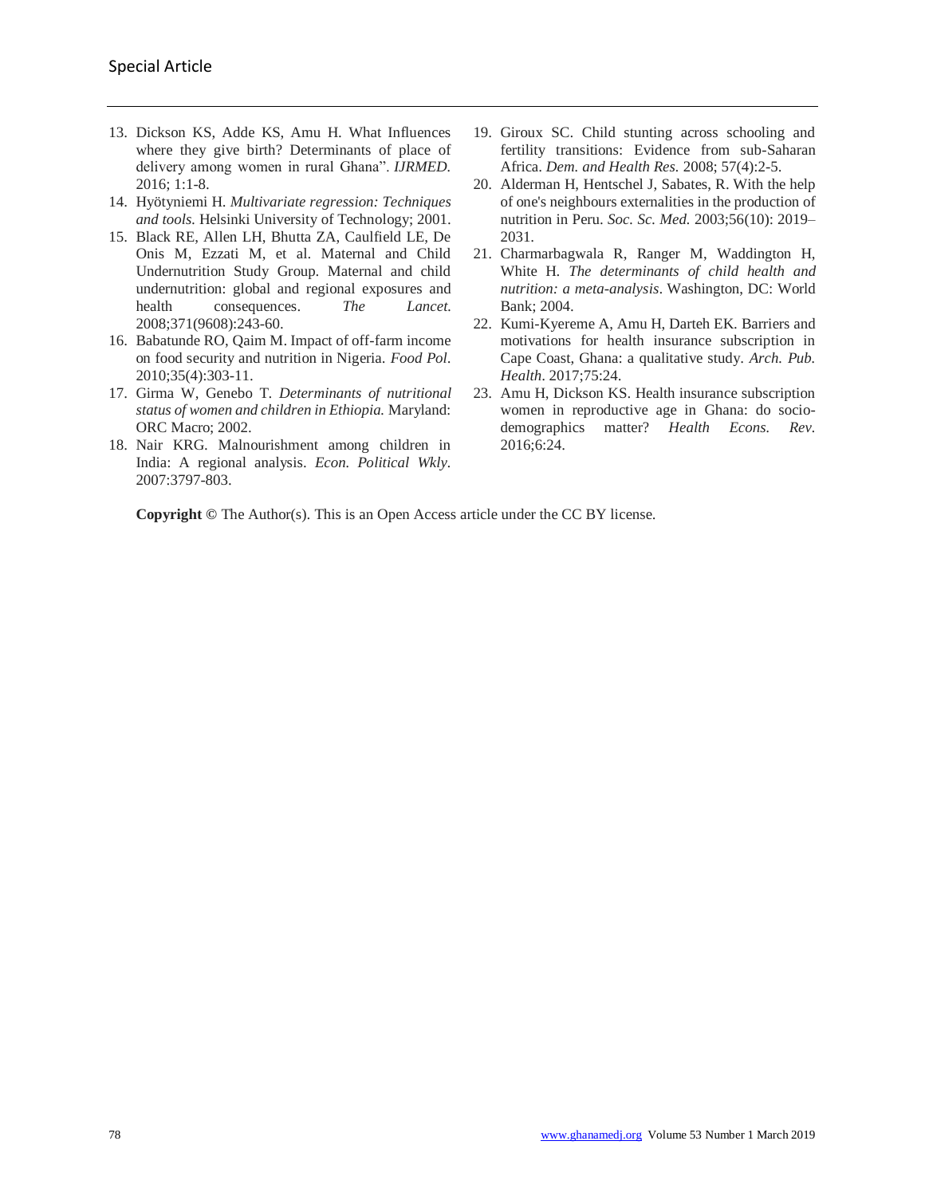13. Dickson KS, Adde KS, Amu H. What Influences where they give birth? Determinants of place of delivery among women in rural Ghana”. *IJRMED.* 2016; 1:1-8.
14. Hyötyniemi H. *Multivariate regression: Techniques and tools.* Helsinki University of Technology; 2001.
15. Black RE, Allen LH, Bhutta ZA, Caulfield LE, De Onis M, Ezzati M, et al. Maternal and Child Undernutrition Study Group. Maternal and child undernutrition: global and regional exposures and health consequences. *The Lancet.* 2008;371(9608):243-60.
16. Babatunde RO, Qaim M. Impact of off-farm income on food security and nutrition in Nigeria. *Food Pol*. 2010;35(4):303-11.
17. Girma W, Genebo T. *Determinants of nutritional status of women and children in Ethiopia.* Maryland: ORC Macro; 2002.
18. Nair KRG. Malnourishment among children in India: A regional analysis. *Econ. Political Wkly*. 2007:3797-803.
19. Giroux SC. Child stunting across schooling and fertility transitions: Evidence from sub-Saharan Africa. *Dem. and Health Res.* 2008; 57(4):2-5.
20. Alderman H, Hentschel J, Sabates, R. With the help of one's neighbours externalities in the production of nutrition in Peru. *Soc. Sc. Med.* 2003;56(10): 2019–2031.
21. Charmarbagwala R, Ranger M, Waddington H, White H. *The determinants of child health and nutrition: a meta-analysis*. Washington, DC: World Bank; 2004.
22. Kumi-Kyereme A, Amu H, Darteh EK. Barriers and motivations for health insurance subscription in Cape Coast, Ghana: a qualitative study. *Arch. Pub. Health*. 2017;75:24.
23. Amu H, Dickson KS. Health insurance subscription women in reproductive age in Ghana: do socio-demographics matter? *Health Econs. Rev*. 2016;6:24.

**Copyright ©** The Author(s). This is an Open Access article under the CC BY license.